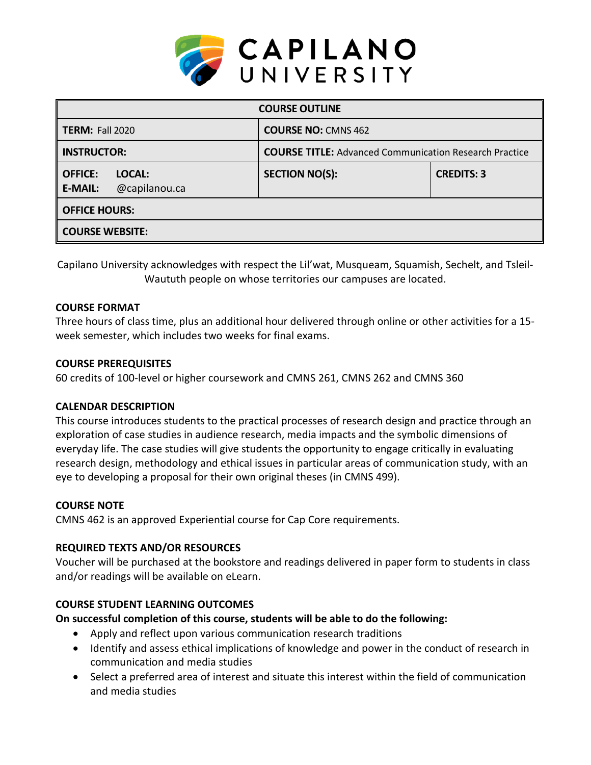# CAPILANO UNIVERSITY

| COURSE OUTLINE | | |
|---|---|---|
| **TERM:** Fall 2020 | **COURSE NO:** CMNS 462 | |
| **INSTRUCTOR:** | **COURSE TITLE:** Advanced Communication Research Practice | |
| **OFFICE:** **LOCAL:** **E-MAIL:** @capilanou.ca | **SECTION NO(S):** | **CREDITS: 3** |
| **OFFICE HOURS:** | | |
| **COURSE WEBSITE:** | | |

Capilano University acknowledges with respect the Lil'wat, Musqueam, Squamish, Sechelt, and Tsleil-Waututh people on whose territories our campuses are located.

### COURSE FORMAT

Three hours of class time, plus an additional hour delivered through online or other activities for a 15-week semester, which includes two weeks for final exams.

### COURSE PREREQUISITES

60 credits of 100-level or higher coursework and CMNS 261, CMNS 262 and CMNS 360

### CALENDAR DESCRIPTION

This course introduces students to the practical processes of research design and practice through an exploration of case studies in audience research, media impacts and the symbolic dimensions of everyday life. The case studies will give students the opportunity to engage critically in evaluating research design, methodology and ethical issues in particular areas of communication study, with an eye to developing a proposal for their own original theses (in CMNS 499).

### COURSE NOTE

CMNS 462 is an approved Experiential course for Cap Core requirements.

### REQUIRED TEXTS AND/OR RESOURCES

Voucher will be purchased at the bookstore and readings delivered in paper form to students in class and/or readings will be available on eLearn.

### COURSE STUDENT LEARNING OUTCOMES

**On successful completion of this course, students will be able to do the following:**

- Apply and reflect upon various communication research traditions
- Identify and assess ethical implications of knowledge and power in the conduct of research in communication and media studies
- Select a preferred area of interest and situate this interest within the field of communication and media studies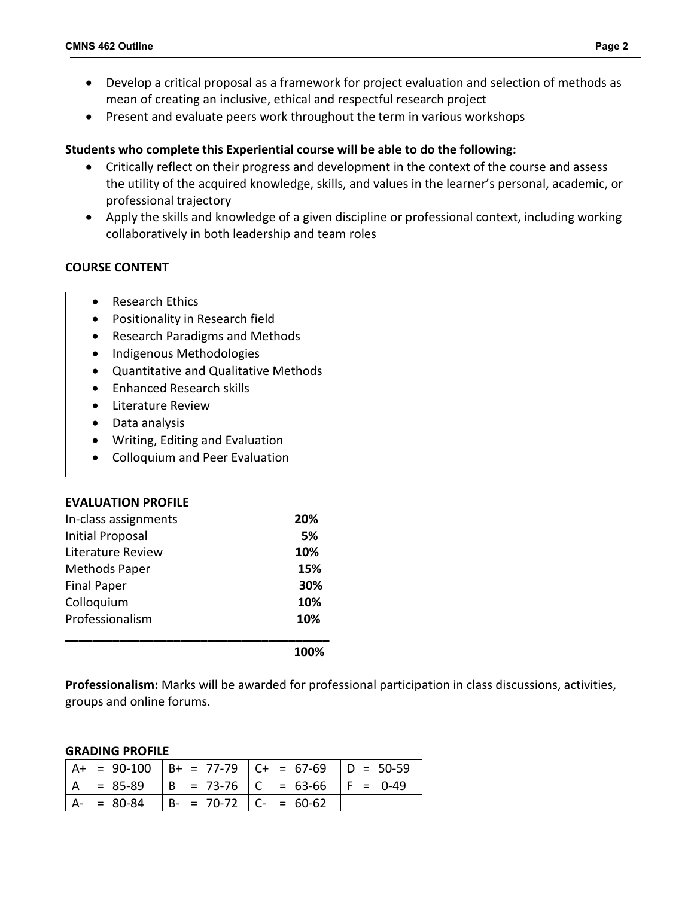- Develop a critical proposal as a framework for project evaluation and selection of methods as mean of creating an inclusive, ethical and respectful research project
- Present and evaluate peers work throughout the term in various workshops

**Students who complete this Experiential course will be able to do the following:**

- Critically reflect on their progress and development in the context of the course and assess the utility of the acquired knowledge, skills, and values in the learner's personal, academic, or professional trajectory
- Apply the skills and knowledge of a given discipline or professional context, including working collaboratively in both leadership and team roles

## COURSE CONTENT

- Research Ethics
- Positionality in Research field
- Research Paradigms and Methods
- Indigenous Methodologies
- Quantitative and Qualitative Methods
- Enhanced Research skills
- Literature Review
- Data analysis
- Writing, Editing and Evaluation
- Colloquium and Peer Evaluation

## EVALUATION PROFILE

| | |
|---|---|
| In-class assignments | **20%** |
| Initial Proposal | **5%** |
| Literature Review | **10%** |
| Methods Paper | **15%** |
| Final Paper | **30%** |
| Colloquium | **10%** |
| Professionalism | **10%** |
| | **100%** |

**Professionalism:** Marks will be awarded for professional participation in class discussions, activities, groups and online forums.

## GRADING PROFILE

| | | | |
|---|---|---|---|
| A+ = 90-100 | B+ = 77-79 | C+ = 67-69 | D = 50-59 |
| A = 85-89 | B = 73-76 | C = 63-66 | F = 0-49 |
| A- = 80-84 | B- = 70-72 | C- = 60-62 | |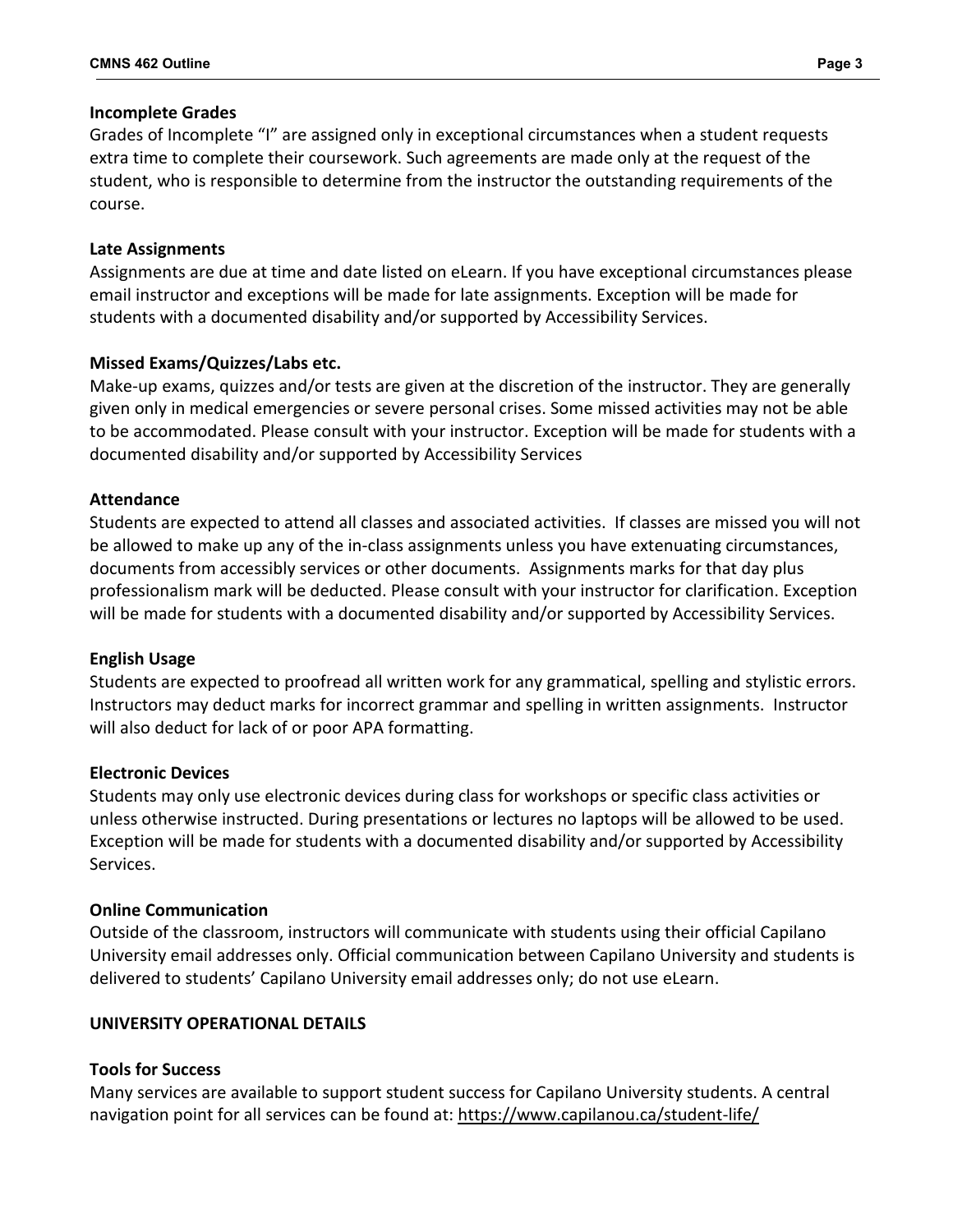**Incomplete Grades**
Grades of Incomplete "I" are assigned only in exceptional circumstances when a student requests extra time to complete their coursework. Such agreements are made only at the request of the student, who is responsible to determine from the instructor the outstanding requirements of the course.

**Late Assignments**
Assignments are due at time and date listed on eLearn. If you have exceptional circumstances please email instructor and exceptions will be made for late assignments. Exception will be made for students with a documented disability and/or supported by Accessibility Services.

**Missed Exams/Quizzes/Labs etc.**
Make-up exams, quizzes and/or tests are given at the discretion of the instructor. They are generally given only in medical emergencies or severe personal crises. Some missed activities may not be able to be accommodated. Please consult with your instructor. Exception will be made for students with a documented disability and/or supported by Accessibility Services

**Attendance**
Students are expected to attend all classes and associated activities. If classes are missed you will not be allowed to make up any of the in-class assignments unless you have extenuating circumstances, documents from accessibly services or other documents. Assignments marks for that day plus professionalism mark will be deducted. Please consult with your instructor for clarification. Exception will be made for students with a documented disability and/or supported by Accessibility Services.

**English Usage**
Students are expected to proofread all written work for any grammatical, spelling and stylistic errors. Instructors may deduct marks for incorrect grammar and spelling in written assignments. Instructor will also deduct for lack of or poor APA formatting.

**Electronic Devices**
Students may only use electronic devices during class for workshops or specific class activities or unless otherwise instructed. During presentations or lectures no laptops will be allowed to be used. Exception will be made for students with a documented disability and/or supported by Accessibility Services.

**Online Communication**
Outside of the classroom, instructors will communicate with students using their official Capilano University email addresses only. Official communication between Capilano University and students is delivered to students' Capilano University email addresses only; do not use eLearn.

**UNIVERSITY OPERATIONAL DETAILS**

**Tools for Success**
Many services are available to support student success for Capilano University students. A central navigation point for all services can be found at: https://www.capilanou.ca/student-life/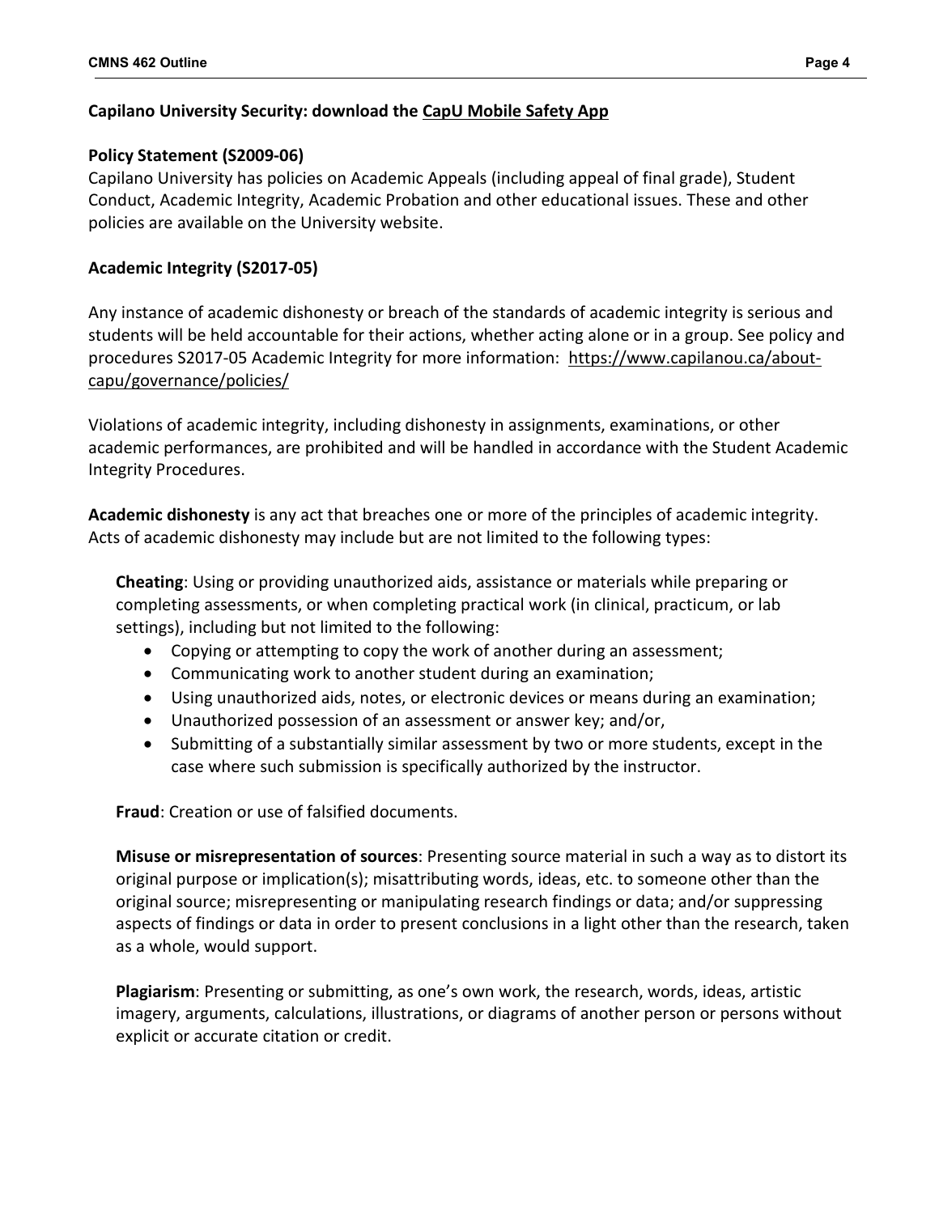**Capilano University Security: download the CapU Mobile Safety App**

**Policy Statement (S2009-06)**

Capilano University has policies on Academic Appeals (including appeal of final grade), Student Conduct, Academic Integrity, Academic Probation and other educational issues. These and other policies are available on the University website.

**Academic Integrity (S2017-05)**

Any instance of academic dishonesty or breach of the standards of academic integrity is serious and students will be held accountable for their actions, whether acting alone or in a group. See policy and procedures S2017-05 Academic Integrity for more information: https://www.capilanou.ca/about-capu/governance/policies/

Violations of academic integrity, including dishonesty in assignments, examinations, or other academic performances, are prohibited and will be handled in accordance with the Student Academic Integrity Procedures.

**Academic dishonesty** is any act that breaches one or more of the principles of academic integrity. Acts of academic dishonesty may include but are not limited to the following types:

**Cheating**: Using or providing unauthorized aids, assistance or materials while preparing or completing assessments, or when completing practical work (in clinical, practicum, or lab settings), including but not limited to the following:

- Copying or attempting to copy the work of another during an assessment;
- Communicating work to another student during an examination;
- Using unauthorized aids, notes, or electronic devices or means during an examination;
- Unauthorized possession of an assessment or answer key; and/or,
- Submitting of a substantially similar assessment by two or more students, except in the case where such submission is specifically authorized by the instructor.

**Fraud**: Creation or use of falsified documents.

**Misuse or misrepresentation of sources**: Presenting source material in such a way as to distort its original purpose or implication(s); misattributing words, ideas, etc. to someone other than the original source; misrepresenting or manipulating research findings or data; and/or suppressing aspects of findings or data in order to present conclusions in a light other than the research, taken as a whole, would support.

**Plagiarism**: Presenting or submitting, as one's own work, the research, words, ideas, artistic imagery, arguments, calculations, illustrations, or diagrams of another person or persons without explicit or accurate citation or credit.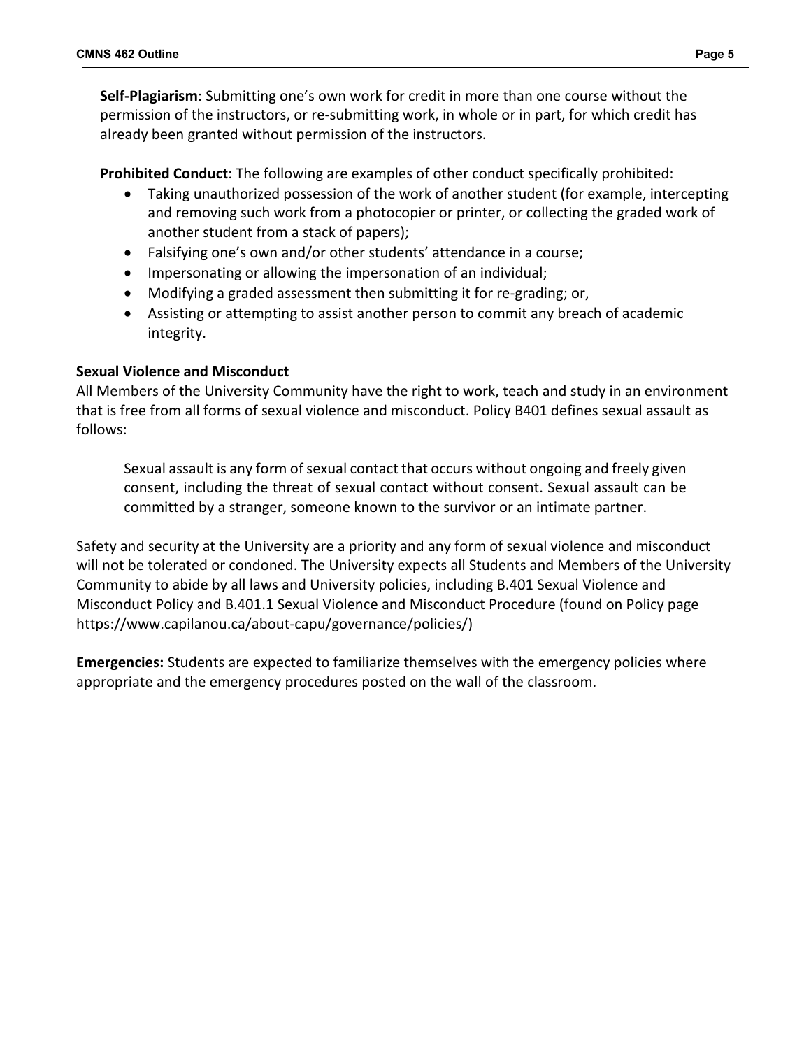**Self-Plagiarism**: Submitting one's own work for credit in more than one course without the permission of the instructors, or re-submitting work, in whole or in part, for which credit has already been granted without permission of the instructors.

**Prohibited Conduct**: The following are examples of other conduct specifically prohibited:

- Taking unauthorized possession of the work of another student (for example, intercepting and removing such work from a photocopier or printer, or collecting the graded work of another student from a stack of papers);
- Falsifying one's own and/or other students' attendance in a course;
- Impersonating or allowing the impersonation of an individual;
- Modifying a graded assessment then submitting it for re-grading; or,
- Assisting or attempting to assist another person to commit any breach of academic integrity.

**Sexual Violence and Misconduct**

All Members of the University Community have the right to work, teach and study in an environment that is free from all forms of sexual violence and misconduct. Policy B401 defines sexual assault as follows:

> Sexual assault is any form of sexual contact that occurs without ongoing and freely given consent, including the threat of sexual contact without consent. Sexual assault can be committed by a stranger, someone known to the survivor or an intimate partner.

Safety and security at the University are a priority and any form of sexual violence and misconduct will not be tolerated or condoned. The University expects all Students and Members of the University Community to abide by all laws and University policies, including B.401 Sexual Violence and Misconduct Policy and B.401.1 Sexual Violence and Misconduct Procedure (found on Policy page https://www.capilanou.ca/about-capu/governance/policies/)

**Emergencies:** Students are expected to familiarize themselves with the emergency policies where appropriate and the emergency procedures posted on the wall of the classroom.